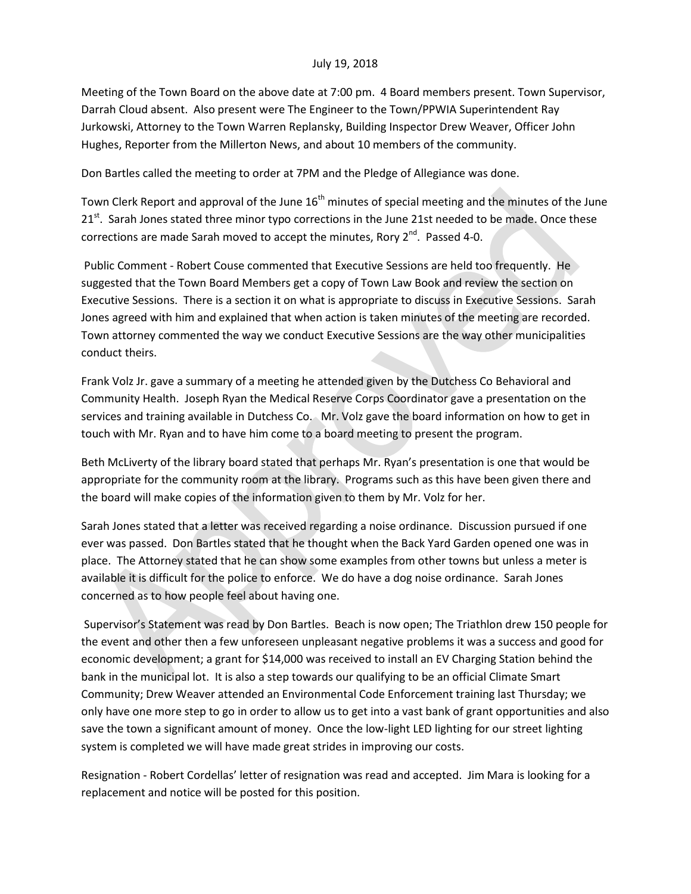July 19, 2018

Meeting of the Town Board on the above date at 7:00 pm. 4 Board members present. Town Supervisor, Darrah Cloud absent. Also present were The Engineer to the Town/PPWIA Superintendent Ray Jurkowski, Attorney to the Town Warren Replansky, Building Inspector Drew Weaver, Officer John Hughes, Reporter from the Millerton News, and about 10 members of the community.

Don Bartles called the meeting to order at 7PM and the Pledge of Allegiance was done.

Town Clerk Report and approval of the June 16th minutes of special meeting and the minutes of the June 21st. Sarah Jones stated three minor typo corrections in the June 21st needed to be made. Once these corrections are made Sarah moved to accept the minutes, Rory 2nd. Passed 4-0.

Public Comment - Robert Couse commented that Executive Sessions are held too frequently. He suggested that the Town Board Members get a copy of Town Law Book and review the section on Executive Sessions. There is a section it on what is appropriate to discuss in Executive Sessions. Sarah Jones agreed with him and explained that when action is taken minutes of the meeting are recorded. Town attorney commented the way we conduct Executive Sessions are the way other municipalities conduct theirs.

Frank Volz Jr. gave a summary of a meeting he attended given by the Dutchess Co Behavioral and Community Health. Joseph Ryan the Medical Reserve Corps Coordinator gave a presentation on the services and training available in Dutchess Co. Mr. Volz gave the board information on how to get in touch with Mr. Ryan and to have him come to a board meeting to present the program.

Beth McLiverty of the library board stated that perhaps Mr. Ryan's presentation is one that would be appropriate for the community room at the library. Programs such as this have been given there and the board will make copies of the information given to them by Mr. Volz for her.

Sarah Jones stated that a letter was received regarding a noise ordinance. Discussion pursued if one ever was passed. Don Bartles stated that he thought when the Back Yard Garden opened one was in place. The Attorney stated that he can show some examples from other towns but unless a meter is available it is difficult for the police to enforce. We do have a dog noise ordinance. Sarah Jones concerned as to how people feel about having one.

Supervisor's Statement was read by Don Bartles. Beach is now open; The Triathlon drew 150 people for the event and other then a few unforeseen unpleasant negative problems it was a success and good for economic development; a grant for $14,000 was received to install an EV Charging Station behind the bank in the municipal lot. It is also a step towards our qualifying to be an official Climate Smart Community; Drew Weaver attended an Environmental Code Enforcement training last Thursday; we only have one more step to go in order to allow us to get into a vast bank of grant opportunities and also save the town a significant amount of money. Once the low-light LED lighting for our street lighting system is completed we will have made great strides in improving our costs.

Resignation - Robert Cordellas' letter of resignation was read and accepted. Jim Mara is looking for a replacement and notice will be posted for this position.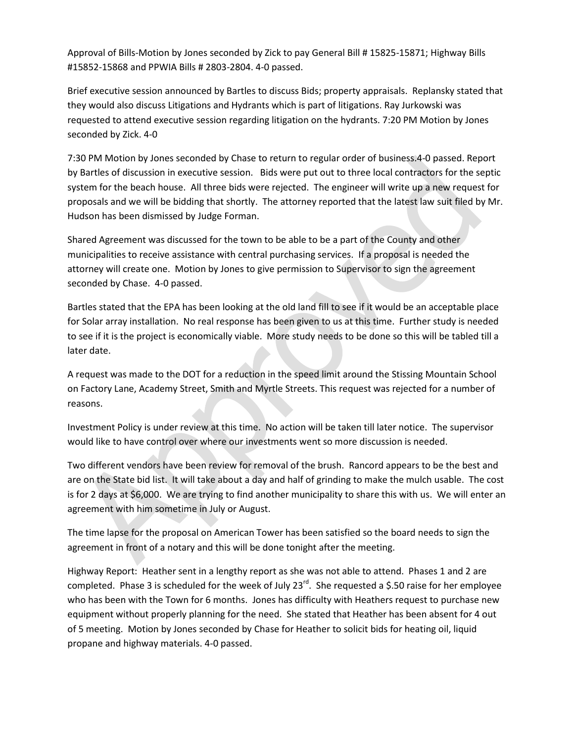Approval of Bills-Motion by Jones seconded by Zick to pay General Bill # 15825-15871; Highway Bills #15852-15868 and PPWIA Bills # 2803-2804. 4-0 passed.

Brief executive session announced by Bartles to discuss Bids; property appraisals. Replansky stated that they would also discuss Litigations and Hydrants which is part of litigations. Ray Jurkowski was requested to attend executive session regarding litigation on the hydrants. 7:20 PM Motion by Jones seconded by Zick. 4-0

7:30 PM Motion by Jones seconded by Chase to return to regular order of business.4-0 passed. Report by Bartles of discussion in executive session. Bids were put out to three local contractors for the septic system for the beach house. All three bids were rejected. The engineer will write up a new request for proposals and we will be bidding that shortly. The attorney reported that the latest law suit filed by Mr. Hudson has been dismissed by Judge Forman.

Shared Agreement was discussed for the town to be able to be a part of the County and other municipalities to receive assistance with central purchasing services. If a proposal is needed the attorney will create one. Motion by Jones to give permission to Supervisor to sign the agreement seconded by Chase. 4-0 passed.

Bartles stated that the EPA has been looking at the old land fill to see if it would be an acceptable place for Solar array installation. No real response has been given to us at this time. Further study is needed to see if it is the project is economically viable. More study needs to be done so this will be tabled till a later date.

A request was made to the DOT for a reduction in the speed limit around the Stissing Mountain School on Factory Lane, Academy Street, Smith and Myrtle Streets. This request was rejected for a number of reasons.

Investment Policy is under review at this time. No action will be taken till later notice. The supervisor would like to have control over where our investments went so more discussion is needed.

Two different vendors have been review for removal of the brush. Rancord appears to be the best and are on the State bid list. It will take about a day and half of grinding to make the mulch usable. The cost is for 2 days at $6,000. We are trying to find another municipality to share this with us. We will enter an agreement with him sometime in July or August.

The time lapse for the proposal on American Tower has been satisfied so the board needs to sign the agreement in front of a notary and this will be done tonight after the meeting.

Highway Report: Heather sent in a lengthy report as she was not able to attend. Phases 1 and 2 are completed. Phase 3 is scheduled for the week of July 23rd. She requested a $.50 raise for her employee who has been with the Town for 6 months. Jones has difficulty with Heathers request to purchase new equipment without properly planning for the need. She stated that Heather has been absent for 4 out of 5 meeting. Motion by Jones seconded by Chase for Heather to solicit bids for heating oil, liquid propane and highway materials. 4-0 passed.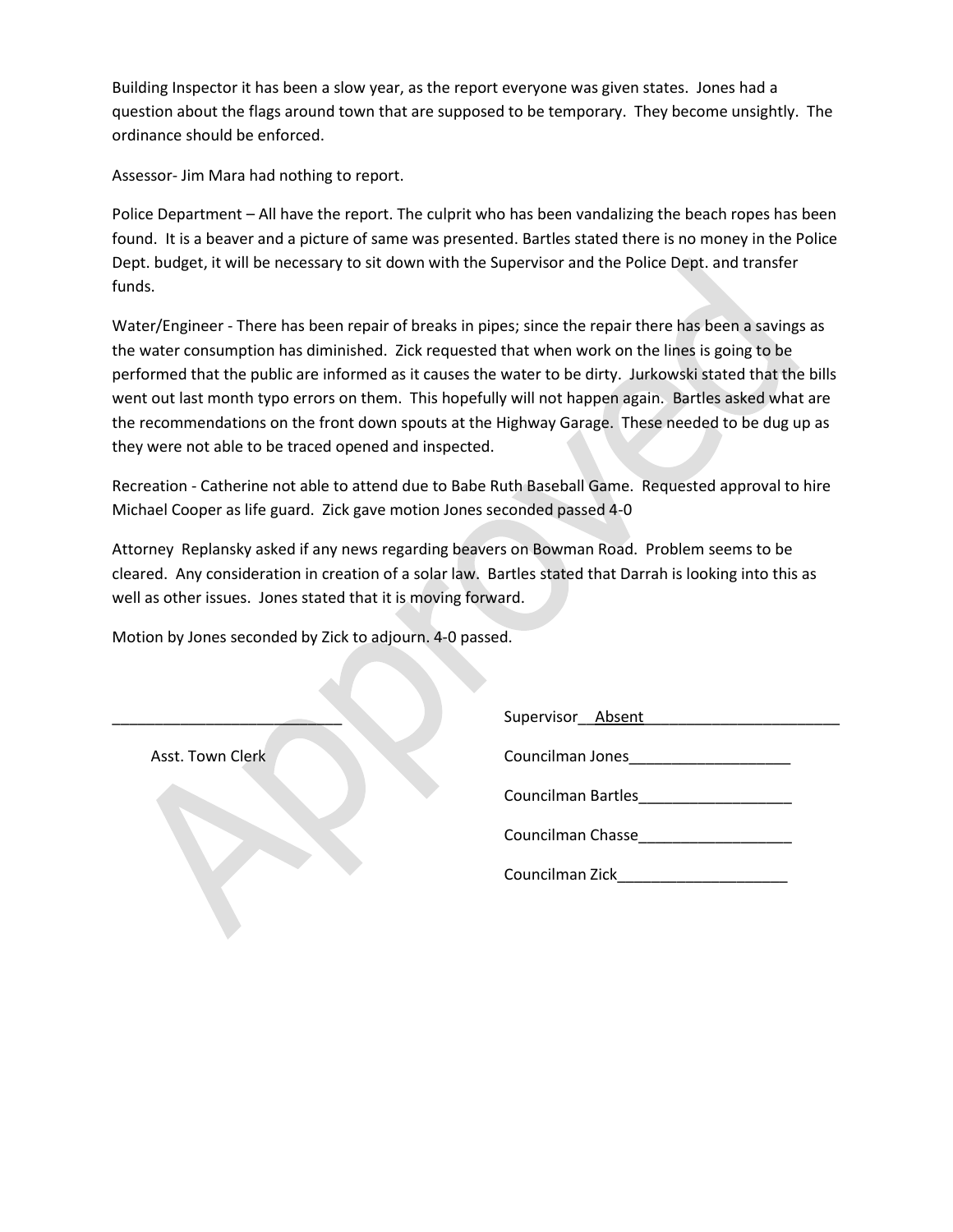Building Inspector it has been a slow year, as the report everyone was given states. Jones had a question about the flags around town that are supposed to be temporary. They become unsightly. The ordinance should be enforced.

Assessor- Jim Mara had nothing to report.

Police Department – All have the report. The culprit who has been vandalizing the beach ropes has been found. It is a beaver and a picture of same was presented. Bartles stated there is no money in the Police Dept. budget, it will be necessary to sit down with the Supervisor and the Police Dept. and transfer funds.

Water/Engineer - There has been repair of breaks in pipes; since the repair there has been a savings as the water consumption has diminished. Zick requested that when work on the lines is going to be performed that the public are informed as it causes the water to be dirty. Jurkowski stated that the bills went out last month typo errors on them. This hopefully will not happen again. Bartles asked what are the recommendations on the front down spouts at the Highway Garage. These needed to be dug up as they were not able to be traced opened and inspected.

Recreation - Catherine not able to attend due to Babe Ruth Baseball Game. Requested approval to hire Michael Cooper as life guard. Zick gave motion Jones seconded passed 4-0

Attorney Replansky asked if any news regarding beavers on Bowman Road. Problem seems to be cleared. Any consideration in creation of a solar law. Bartles stated that Darrah is looking into this as well as other issues. Jones stated that it is moving forward.

Motion by Jones seconded by Zick to adjourn. 4-0 passed.

___________________________ Supervisor__Absent________________________

Asst. Town Clerk

Councilman Jones___________________

Councilman Bartles__________________

Councilman Chasse__________________

Councilman Zick____________________

Approved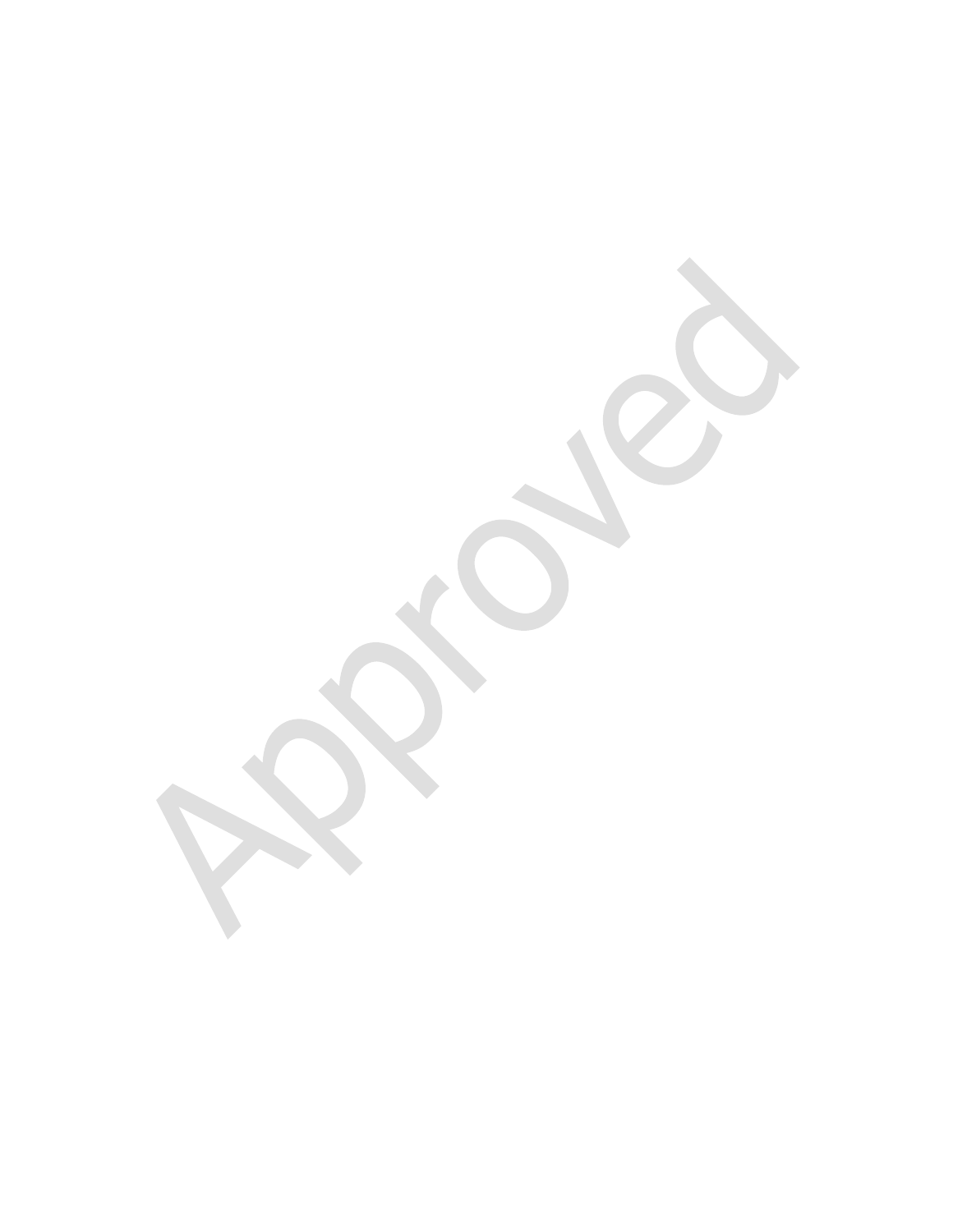Approved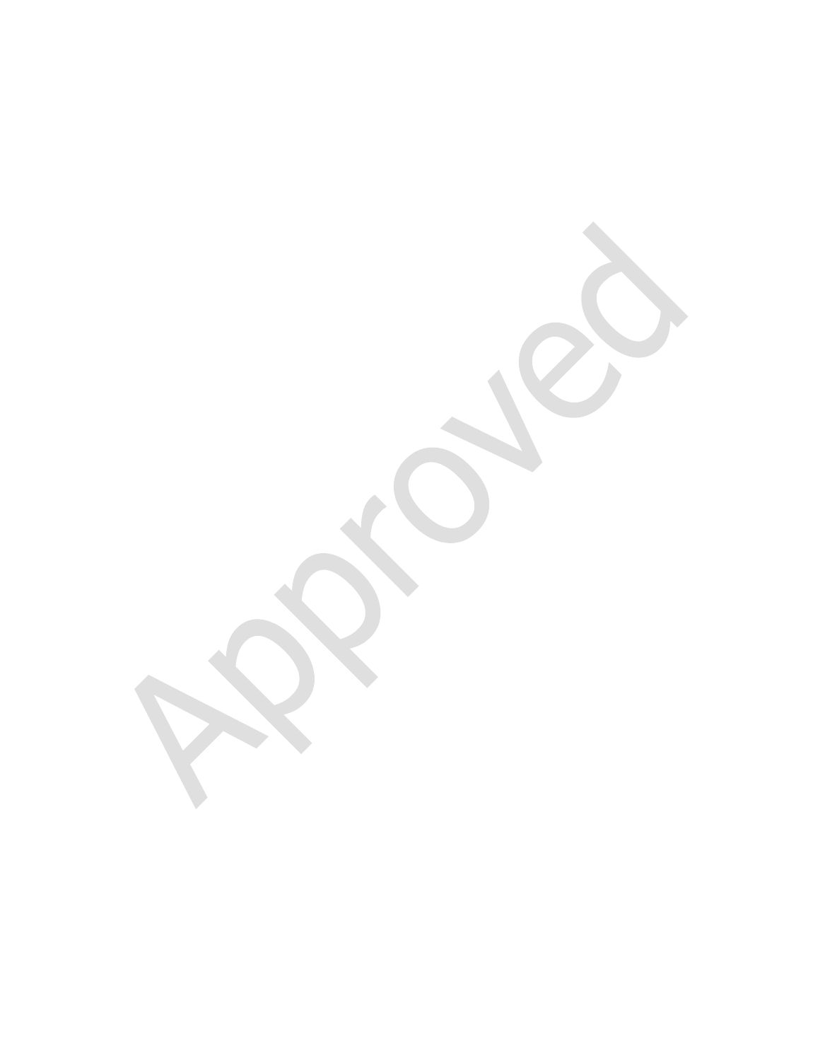Approved